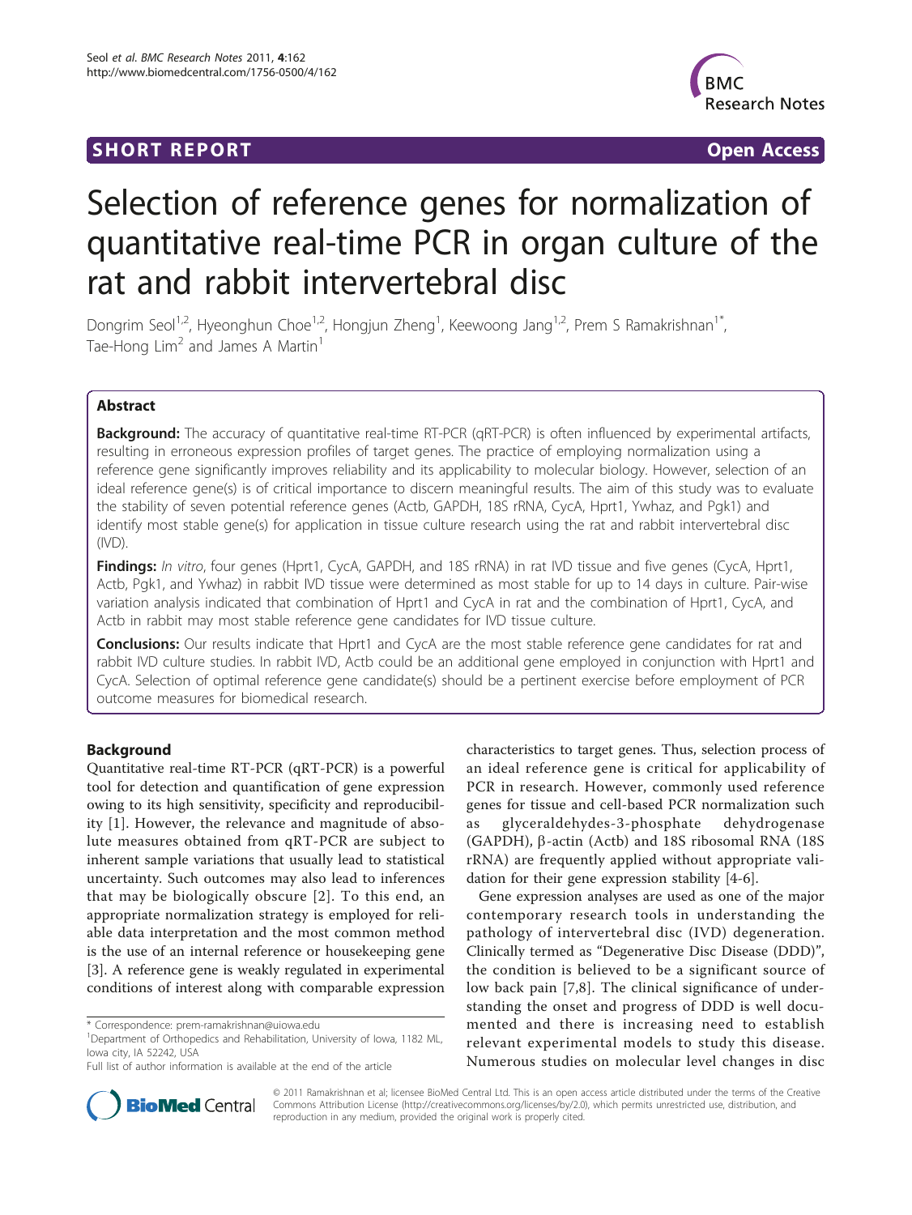SHORT REPORT Open Access

# Selection of reference genes for normalization of quantitative real-time PCR in organ culture of the rat and rabbit intervertebral disc

Dongrim Seol[1,2], Hyeonghun Choe[1,2], Hongjun Zheng[1], Keewoong Jang[1,2], Prem S Ramakrishnan[1*], Tae-Hong Lim[2] and James A Martin[1]

## Abstract

**Background:** The accuracy of quantitative real-time RT-PCR (qRT-PCR) is often influenced by experimental artifacts, resulting in erroneous expression profiles of target genes. The practice of employing normalization using a reference gene significantly improves reliability and its applicability to molecular biology. However, selection of an ideal reference gene(s) is of critical importance to discern meaningful results. The aim of this study was to evaluate the stability of seven potential reference genes (Actb, GAPDH, 18S rRNA, CycA, Hprt1, Ywhaz, and Pgk1) and identify most stable gene(s) for application in tissue culture research using the rat and rabbit intervertebral disc (IVD).

**Findings:** *In vitro*, four genes (Hprt1, CycA, GAPDH, and 18S rRNA) in rat IVD tissue and five genes (CycA, Hprt1, Actb, Pgk1, and Ywhaz) in rabbit IVD tissue were determined as most stable for up to 14 days in culture. Pair-wise variation analysis indicated that combination of Hprt1 and CycA in rat and the combination of Hprt1, CycA, and Actb in rabbit may most stable reference gene candidates for IVD tissue culture.

**Conclusions:** Our results indicate that Hprt1 and CycA are the most stable reference gene candidates for rat and rabbit IVD culture studies. In rabbit IVD, Actb could be an additional gene employed in conjunction with Hprt1 and CycA. Selection of optimal reference gene candidate(s) should be a pertinent exercise before employment of PCR outcome measures for biomedical research.

## Background

Quantitative real-time RT-PCR (qRT-PCR) is a powerful tool for detection and quantification of gene expression owing to its high sensitivity, specificity and reproducibility [1]. However, the relevance and magnitude of absolute measures obtained from qRT-PCR are subject to inherent sample variations that usually lead to statistical uncertainty. Such outcomes may also lead to inferences that may be biologically obscure [2]. To this end, an appropriate normalization strategy is employed for reliable data interpretation and the most common method is the use of an internal reference or housekeeping gene [3]. A reference gene is weakly regulated in experimental conditions of interest along with comparable expression characteristics to target genes. Thus, selection process of an ideal reference gene is critical for applicability of PCR in research. However, commonly used reference genes for tissue and cell-based PCR normalization such as glyceraldehydes-3-phosphate dehydrogenase (GAPDH), β-actin (Actb) and 18S ribosomal RNA (18S rRNA) are frequently applied without appropriate validation for their gene expression stability [4-6].

Gene expression analyses are used as one of the major contemporary research tools in understanding the pathology of intervertebral disc (IVD) degeneration. Clinically termed as "Degenerative Disc Disease (DDD)", the condition is believed to be a significant source of low back pain [7,8]. The clinical significance of understanding the onset and progress of DDD is well documented and there is increasing need to establish relevant experimental models to study this disease. Numerous studies on molecular level changes in disc

* Correspondence: prem-ramakrishnan@uiowa.edu
[1]Department of Orthopedics and Rehabilitation, University of Iowa, 1182 ML, Iowa city, IA 52242, USA
Full list of author information is available at the end of the article

© 2011 Ramakrishnan et al; licensee BioMed Central Ltd. This is an open access article distributed under the terms of the Creative Commons Attribution License (http://creativecommons.org/licenses/by/2.0), which permits unrestricted use, distribution, and reproduction in any medium, provided the original work is properly cited.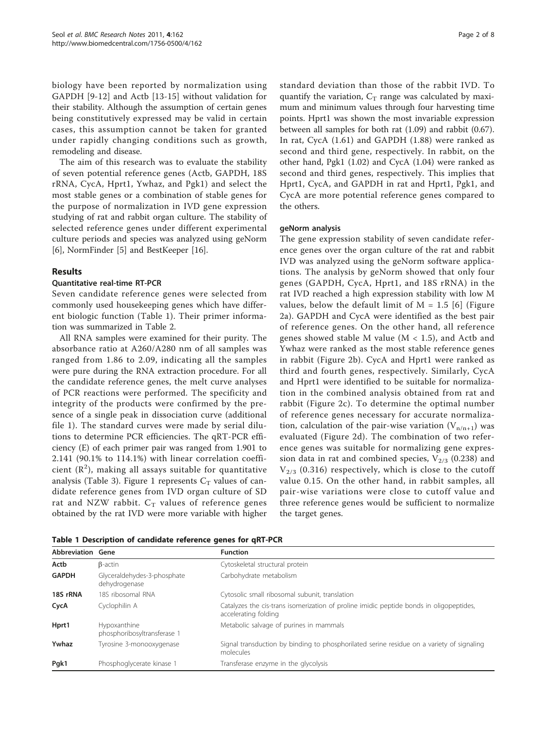biology have been reported by normalization using GAPDH [9-12] and Actb [13-15] without validation for their stability. Although the assumption of certain genes being constitutively expressed may be valid in certain cases, this assumption cannot be taken for granted under rapidly changing conditions such as growth, remodeling and disease.

The aim of this research was to evaluate the stability of seven potential reference genes (Actb, GAPDH, 18S rRNA, CycA, Hprt1, Ywhaz, and Pgk1) and select the most stable genes or a combination of stable genes for the purpose of normalization in IVD gene expression studying of rat and rabbit organ culture. The stability of selected reference genes under different experimental culture periods and species was analyzed using geNorm [6], NormFinder [5] and BestKeeper [16].

## Results

### Quantitative real-time RT-PCR

Seven candidate reference genes were selected from commonly used housekeeping genes which have different biologic function (Table 1). Their primer information was summarized in Table 2.

All RNA samples were examined for their purity. The absorbance ratio at A260/A280 nm of all samples was ranged from 1.86 to 2.09, indicating all the samples were pure during the RNA extraction procedure. For all the candidate reference genes, the melt curve analyses of PCR reactions were performed. The specificity and integrity of the products were confirmed by the presence of a single peak in dissociation curve (additional file 1). The standard curves were made by serial dilutions to determine PCR efficiencies. The qRT-PCR efficiency (E) of each primer pair was ranged from 1.901 to 2.141 (90.1% to 114.1%) with linear correlation coefficient ($R^2$), making all assays suitable for quantitative analysis (Table 3). Figure 1 represents $C_T$ values of candidate reference genes from IVD organ culture of SD rat and NZW rabbit. $C_T$ values of reference genes obtained by the rat IVD were more variable with higher standard deviation than those of the rabbit IVD. To quantify the variation, $C_T$ range was calculated by maximum and minimum values through four harvesting time points. Hprt1 was shown the most invariable expression between all samples for both rat (1.09) and rabbit (0.67). In rat, CycA (1.61) and GAPDH (1.88) were ranked as second and third gene, respectively. In rabbit, on the other hand, Pgk1 (1.02) and CycA (1.04) were ranked as second and third genes, respectively. This implies that Hprt1, CycA, and GAPDH in rat and Hprt1, Pgk1, and CycA are more potential reference genes compared to the others.

### geNorm analysis

The gene expression stability of seven candidate reference genes over the organ culture of the rat and rabbit IVD was analyzed using the geNorm software applications. The analysis by geNorm showed that only four genes (GAPDH, CycA, Hprt1, and 18S rRNA) in the rat IVD reached a high expression stability with low M values, below the default limit of M = 1.5 [6] (Figure 2a). GAPDH and CycA were identified as the best pair of reference genes. On the other hand, all reference genes showed stable M value (M < 1.5), and Actb and Ywhaz were ranked as the most stable reference genes in rabbit (Figure 2b). CycA and Hprt1 were ranked as third and fourth genes, respectively. Similarly, CycA and Hprt1 were identified to be suitable for normalization in the combined analysis obtained from rat and rabbit (Figure 2c). To determine the optimal number of reference genes necessary for accurate normalization, calculation of the pair-wise variation ($V_{n/n+1}$) was evaluated (Figure 2d). The combination of two reference genes was suitable for normalizing gene expression data in rat and combined species, $V_{2/3}$ (0.238) and $V_{2/3}$ (0.316) respectively, which is close to the cutoff value 0.15. On the other hand, in rabbit samples, all pair-wise variations were close to cutoff value and three reference genes would be sufficient to normalize the target genes.

**Table 1 Description of candidate reference genes for qRT-PCR**

| Abbreviation | Gene | Function |
|---|---|---|
| **Actb** | β-actin | Cytoskeletal structural protein |
| **GAPDH** | Glyceraldehydes-3-phosphate dehydrogenase | Carbohydrate metabolism |
| **18S rRNA** | 18S ribosomal RNA | Cytosolic small ribosomal subunit, translation |
| **CycA** | Cyclophilin A | Catalyzes the cis-trans isomerization of proline imidic peptide bonds in oligopeptides, accelerating folding |
| **Hprt1** | Hypoxanthine phosphoribosyltransferase 1 | Metabolic salvage of purines in mammals |
| **Ywhaz** | Tyrosine 3-monooxygenase | Signal transduction by binding to phosphorilated serine residue on a variety of signaling molecules |
| **Pgk1** | Phosphoglycerate kinase 1 | Transferase enzyme in the glycolysis |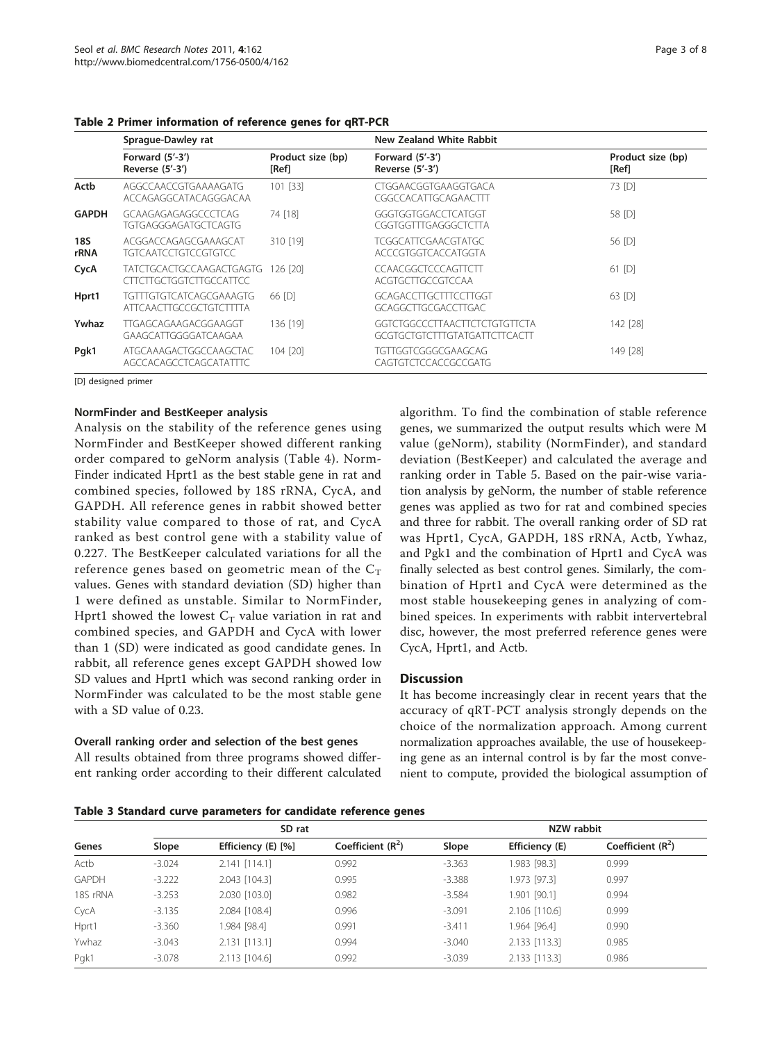**Table 2 Primer information of reference genes for qRT-PCR**

| | Sprague-Dawley rat | | New Zealand White Rabbit | |
|---|---|---|---|---|
| | Forward (5'-3') Reverse (5'-3') | Product size (bp) [Ref] | Forward (5'-3') Reverse (5'-3') | Product size (bp) [Ref] |
| **Actb** | AGGCCAACCGTGAAAAGATG ACCAGAGGCATACAGGGACAA | 101 [33] | CTGGAACGGTGAAGGTGACA CGGCCACATTGCAGAACTTT | 73 [D] |
| **GAPDH** | GCAAGAGAGAGGCCCTCAG TGTGAGGGAGATGCTCAGTG | 74 [18] | GGGTGGTGGACCTCATGGT CGGTGGTTTGAGGGCTCTTA | 58 [D] |
| **18S rRNA** | ACGGACCAGAGCGAAAGCAT TGTCAATCCTGTCCGTGTCC | 310 [19] | TCGGCATTCGAACGTATGC ACCCGTGGTCACCATGGTA | 56 [D] |
| **CycA** | TATCTGCACTGCCAAGACTGAGTG CTTCTTGCTGGTCTTGCCATTCC | 126 [20] | CCAACGGCTCCCAGTTCTT ACGTGCTTGCCGTCCAA | 61 [D] |
| **Hprt1** | TGTTTGTGTCATCAGCGAAAGTG ATTCAACTTGCCGCTGTCTTTTA | 66 [D] | GCAGACCTTGCTTTCCTTGGT GCAGGCTTGCGACCTTGAC | 63 [D] |
| **Ywhaz** | TTGAGCAGAAGACGGAAGGT GAAGCATTGGGGATCAAGAA | 136 [19] | GGTCTGGCCCTTAACTTCTCTGTGTTCTA GCGTGCTGTCTTTGTATGATTCTTCACTT | 142 [28] |
| **Pgk1** | ATGCAAAGACTGGCCAAGCTAC AGCCACAGCCTCAGCATATTTC | 104 [20] | TGTTGGTCGGGCGAAGCAG CAGTGTCTCCACCGCCGATG | 149 [28] |

[D] designed primer

### NormFinder and BestKeeper analysis

Analysis on the stability of the reference genes using NormFinder and BestKeeper showed different ranking order compared to geNorm analysis (Table 4). NormFinder indicated Hprt1 as the best stable gene in rat and combined species, followed by 18S rRNA, CycA, and GAPDH. All reference genes in rabbit showed better stability value compared to those of rat, and CycA ranked as best control gene with a stability value of 0.227. The BestKeeper calculated variations for all the reference genes based on geometric mean of the $C_T$ values. Genes with standard deviation (SD) higher than 1 were defined as unstable. Similar to NormFinder, Hprt1 showed the lowest $C_T$ value variation in rat and combined species, and GAPDH and CycA with lower than 1 (SD) were indicated as good candidate genes. In rabbit, all reference genes except GAPDH showed low SD values and Hprt1 which was second ranking order in NormFinder was calculated to be the most stable gene with a SD value of 0.23.

### Overall ranking order and selection of the best genes

All results obtained from three programs showed different ranking order according to their different calculated algorithm. To find the combination of stable reference genes, we summarized the output results which were M value (geNorm), stability (NormFinder), and standard deviation (BestKeeper) and calculated the average and ranking order in Table 5. Based on the pair-wise variation analysis by geNorm, the number of stable reference genes was applied as two for rat and combined species and three for rabbit. The overall ranking order of SD rat was Hprt1, CycA, GAPDH, 18S rRNA, Actb, Ywhaz, and Pgk1 and the combination of Hprt1 and CycA was finally selected as best control genes. Similarly, the combination of Hprt1 and CycA were determined as the most stable housekeeping genes in analyzing of combined speices. In experiments with rabbit intervertebral disc, however, the most preferred reference genes were CycA, Hprt1, and Actb.

## Discussion

It has become increasingly clear in recent years that the accuracy of qRT-PCT analysis strongly depends on the choice of the normalization approach. Among current normalization approaches available, the use of housekeeping gene as an internal control is by far the most convenient to compute, provided the biological assumption of

**Table 3 Standard curve parameters for candidate reference genes**

| Genes | SD rat | | | NZW rabbit | | |
|---|---|---|---|---|---|---|
| | Slope | Efficiency (E) [%] | Coefficient ($R^2$) | Slope | Efficiency (E) | Coefficient ($R^2$) |
| Actb | -3.024 | 2.141 [114.1] | 0.992 | -3.363 | 1.983 [98.3] | 0.999 |
| GAPDH | -3.222 | 2.043 [104.3] | 0.995 | -3.388 | 1.973 [97.3] | 0.997 |
| 18S rRNA | -3.253 | 2.030 [103.0] | 0.982 | -3.584 | 1.901 [90.1] | 0.994 |
| CycA | -3.135 | 2.084 [108.4] | 0.996 | -3.091 | 2.106 [110.6] | 0.999 |
| Hprt1 | -3.360 | 1.984 [98.4] | 0.991 | -3.411 | 1.964 [96.4] | 0.990 |
| Ywhaz | -3.043 | 2.131 [113.1] | 0.994 | -3.040 | 2.133 [113.3] | 0.985 |
| Pgk1 | -3.078 | 2.113 [104.6] | 0.992 | -3.039 | 2.133 [113.3] | 0.986 |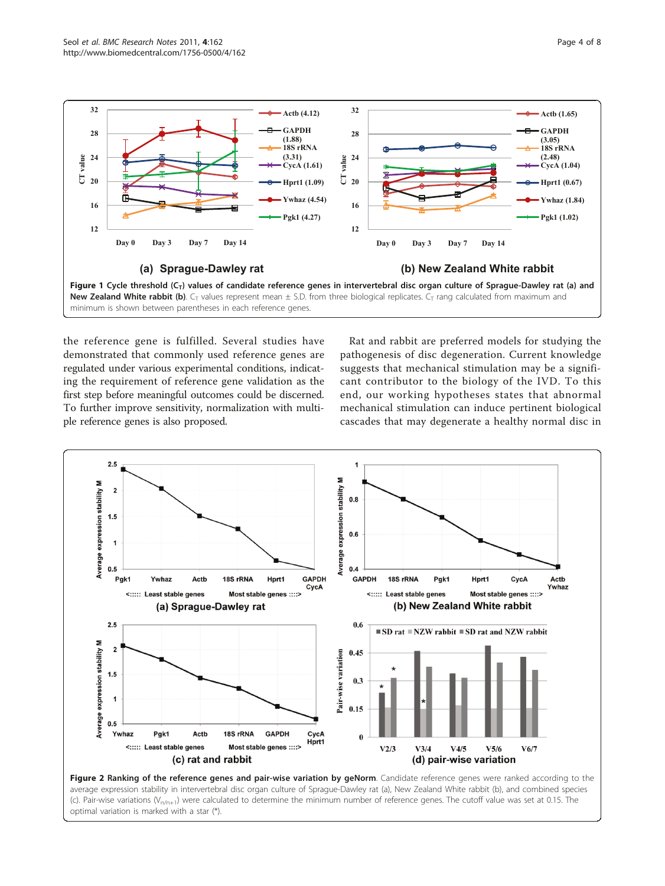**Figure 1 Cycle threshold ($C_T$) values of candidate reference genes in intervertebral disc organ culture of Sprague-Dawley rat (a) and New Zealand White rabbit (b).** $C_T$ values represent mean ± S.D. from three biological replicates. $C_T$ rang calculated from maximum and minimum is shown between parentheses in each reference genes.

the reference gene is fulfilled. Several studies have demonstrated that commonly used reference genes are regulated under various experimental conditions, indicating the requirement of reference gene validation as the first step before meaningful outcomes could be discerned. To further improve sensitivity, normalization with multiple reference genes is also proposed.

Rat and rabbit are preferred models for studying the pathogenesis of disc degeneration. Current knowledge suggests that mechanical stimulation may be a significant contributor to the biology of the IVD. To this end, our working hypotheses states that abnormal mechanical stimulation can induce pertinent biological cascades that may degenerate a healthy normal disc in

**Figure 2 Ranking of the reference genes and pair-wise variation by geNorm.** Candidate reference genes were ranked according to the average expression stability in intervertebral disc organ culture of Sprague-Dawley rat (a), New Zealand White rabbit (b), and combined species (c). Pair-wise variations ($V_{n/n+1}$) were calculated to determine the minimum number of reference genes. The cutoff value was set at 0.15. The optimal variation is marked with a star (*).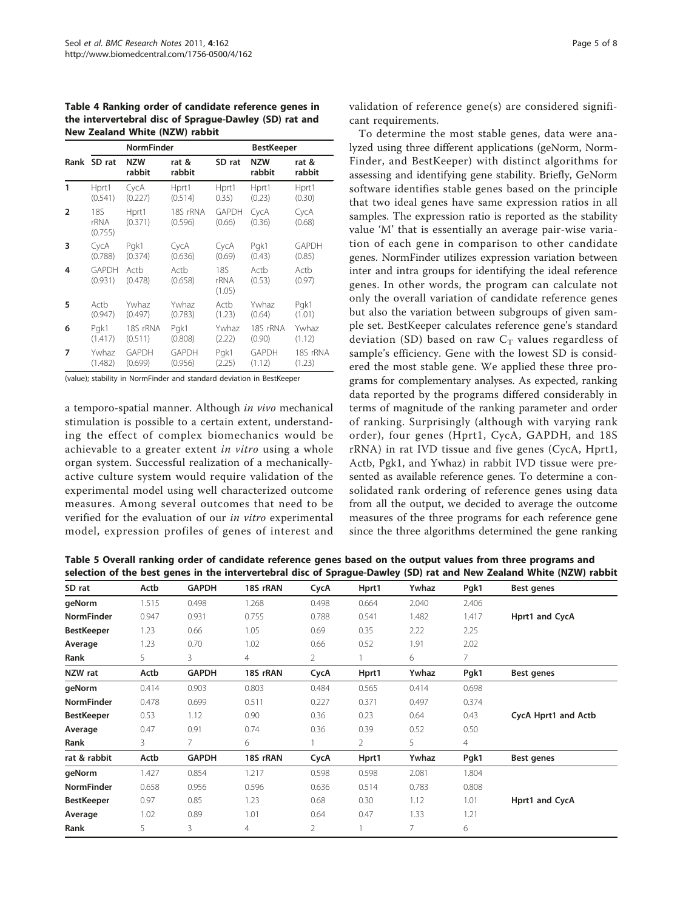**Table 4 Ranking order of candidate reference genes in the intervertebral disc of Sprague-Dawley (SD) rat and New Zealand White (NZW) rabbit**

| | NormFinder | | | BestKeeper | | |
|---|---|---|---|---|---|---|
| Rank | SD rat | NZW rabbit | rat & rabbit | SD rat | NZW rabbit | rat & rabbit |
| 1 | Hprt1 (0.541) | CycA (0.227) | Hprt1 (0.514) | Hprt1 0.35) | Hprt1 (0.23) | Hprt1 (0.30) |
| 2 | 18S rRNA (0.755) | Hprt1 (0.371) | 18S rRNA (0.596) | GAPDH (0.66) | CycA (0.36) | CycA (0.68) |
| 3 | CycA (0.788) | Pgk1 (0.374) | CycA (0.636) | CycA (0.69) | Pgk1 (0.43) | GAPDH (0.85) |
| 4 | GAPDH (0.931) | Actb (0.478) | Actb (0.658) | 18S rRNA (1.05) | Actb (0.53) | Actb (0.97) |
| 5 | Actb (0.947) | Ywhaz (0.497) | Ywhaz (0.783) | Actb (1.23) | Ywhaz (0.64) | Pgk1 (1.01) |
| 6 | Pgk1 (1.417) | 18S rRNA (0.511) | Pgk1 (0.808) | Ywhaz (2.22) | 18S rRNA (0.90) | Ywhaz (1.12) |
| 7 | Ywhaz (1.482) | GAPDH (0.699) | GAPDH (0.956) | Pgk1 (2.25) | GAPDH (1.12) | 18S rRNA (1.23) |

(value); stability in NormFinder and standard deviation in BestKeeper

a temporo-spatial manner. Although *in vivo* mechanical stimulation is possible to a certain extent, understanding the effect of complex biomechanics would be achievable to a greater extent *in vitro* using a whole organ system. Successful realization of a mechanically-active culture system would require validation of the experimental model using well characterized outcome measures. Among several outcomes that need to be verified for the evaluation of our *in vitro* experimental model, expression profiles of genes of interest and validation of reference gene(s) are considered significant requirements.

To determine the most stable genes, data were analyzed using three different applications (geNorm, NormFinder, and BestKeeper) with distinct algorithms for assessing and identifying gene stability. Briefly, GeNorm software identifies stable genes based on the principle that two ideal genes have same expression ratios in all samples. The expression ratio is reported as the stability value 'M' that is essentially an average pair-wise variation of each gene in comparison to other candidate genes. NormFinder utilizes expression variation between inter and intra groups for identifying the ideal reference genes. In other words, the program can calculate not only the overall variation of candidate reference genes but also the variation between subgroups of given sample set. BestKeeper calculates reference gene's standard deviation (SD) based on raw $C_T$ values regardless of sample's efficiency. Gene with the lowest SD is considered the most stable gene. We applied these three programs for complementary analyses. As expected, ranking data reported by the programs differed considerably in terms of magnitude of the ranking parameter and order of ranking. Surprisingly (although with varying rank order), four genes (Hprt1, CycA, GAPDH, and 18S rRNA) in rat IVD tissue and five genes (CycA, Hprt1, Actb, Pgk1, and Ywhaz) in rabbit IVD tissue were presented as available reference genes. To determine a consolidated rank ordering of reference genes using data from all the output, we decided to average the outcome measures of the three programs for each reference gene since the three algorithms determined the gene ranking

**Table 5 Overall ranking order of candidate reference genes based on the output values from three programs and selection of the best genes in the intervertebral disc of Sprague-Dawley (SD) rat and New Zealand White (NZW) rabbit**

| SD rat | Actb | GAPDH | 18S rRAN | CycA | Hprt1 | Ywhaz | Pgk1 | Best genes |
|---|---|---|---|---|---|---|---|---|
| geNorm | 1.515 | 0.498 | 1.268 | 0.498 | 0.664 | 2.040 | 2.406 | |
| NormFinder | 0.947 | 0.931 | 0.755 | 0.788 | 0.541 | 1.482 | 1.417 | Hprt1 and CycA |
| BestKeeper | 1.23 | 0.66 | 1.05 | 0.69 | 0.35 | 2.22 | 2.25 | |
| Average | 1.23 | 0.70 | 1.02 | 0.66 | 0.52 | 1.91 | 2.02 | |
| Rank | 5 | 3 | 4 | 2 | 1 | 6 | 7 | |
| **NZW rat** | **Actb** | **GAPDH** | **18S rRAN** | **CycA** | **Hprt1** | **Ywhaz** | **Pgk1** | **Best genes** |
| geNorm | 0.414 | 0.903 | 0.803 | 0.484 | 0.565 | 0.414 | 0.698 | |
| NormFinder | 0.478 | 0.699 | 0.511 | 0.227 | 0.371 | 0.497 | 0.374 | |
| BestKeeper | 0.53 | 1.12 | 0.90 | 0.36 | 0.23 | 0.64 | 0.43 | CycA Hprt1 and Actb |
| Average | 0.47 | 0.91 | 0.74 | 0.36 | 0.39 | 0.52 | 0.50 | |
| Rank | 3 | 7 | 6 | 1 | 2 | 5 | 4 | |
| **rat & rabbit** | **Actb** | **GAPDH** | **18S rRAN** | **CycA** | **Hprt1** | **Ywhaz** | **Pgk1** | **Best genes** |
| geNorm | 1.427 | 0.854 | 1.217 | 0.598 | 0.598 | 2.081 | 1.804 | |
| NormFinder | 0.658 | 0.956 | 0.596 | 0.636 | 0.514 | 0.783 | 0.808 | |
| BestKeeper | 0.97 | 0.85 | 1.23 | 0.68 | 0.30 | 1.12 | 1.01 | Hprt1 and CycA |
| Average | 1.02 | 0.89 | 1.01 | 0.64 | 0.47 | 1.33 | 1.21 | |
| Rank | 5 | 3 | 4 | 2 | 1 | 7 | 6 | |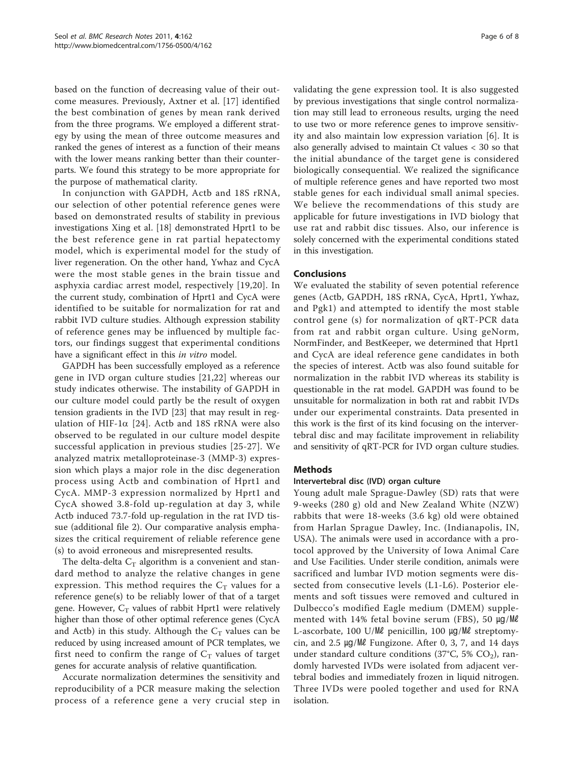based on the function of decreasing value of their outcome measures. Previously, Axtner et al. [17] identified the best combination of genes by mean rank derived from the three programs. We employed a different strategy by using the mean of three outcome measures and ranked the genes of interest as a function of their means with the lower means ranking better than their counterparts. We found this strategy to be more appropriate for the purpose of mathematical clarity.

In conjunction with GAPDH, Actb and 18S rRNA, our selection of other potential reference genes were based on demonstrated results of stability in previous investigations Xing et al. [18] demonstrated Hprt1 to be the best reference gene in rat partial hepatectomy model, which is experimental model for the study of liver regeneration. On the other hand, Ywhaz and CycA were the most stable genes in the brain tissue and asphyxia cardiac arrest model, respectively [19,20]. In the current study, combination of Hprt1 and CycA were identified to be suitable for normalization for rat and rabbit IVD culture studies. Although expression stability of reference genes may be influenced by multiple factors, our findings suggest that experimental conditions have a significant effect in this *in vitro* model.

GAPDH has been successfully employed as a reference gene in IVD organ culture studies [21,22] whereas our study indicates otherwise. The instability of GAPDH in our culture model could partly be the result of oxygen tension gradients in the IVD [23] that may result in regulation of HIF-1$\alpha$ [24]. Actb and 18S rRNA were also observed to be regulated in our culture model despite successful application in previous studies [25-27]. We analyzed matrix metalloproteinase-3 (MMP-3) expression which plays a major role in the disc degeneration process using Actb and combination of Hprt1 and CycA. MMP-3 expression normalized by Hprt1 and CycA showed 3.8-fold up-regulation at day 3, while Actb induced 73.7-fold up-regulation in the rat IVD tissue (additional file 2). Our comparative analysis emphasizes the critical requirement of reliable reference gene (s) to avoid erroneous and misrepresented results.

The delta-delta $C_T$ algorithm is a convenient and standard method to analyze the relative changes in gene expression. This method requires the $C_T$ values for a reference gene(s) to be reliably lower of that of a target gene. However, $C_T$ values of rabbit Hprt1 were relatively higher than those of other optimal reference genes (CycA and Actb) in this study. Although the $C_T$ values can be reduced by using increased amount of PCR templates, we first need to confirm the range of $C_T$ values of target genes for accurate analysis of relative quantification.

Accurate normalization determines the sensitivity and reproducibility of a PCR measure making the selection process of a reference gene a very crucial step in validating the gene expression tool. It is also suggested by previous investigations that single control normalization may still lead to erroneous results, urging the need to use two or more reference genes to improve sensitivity and also maintain low expression variation [6]. It is also generally advised to maintain Ct values < 30 so that the initial abundance of the target gene is considered biologically consequential. We realized the significance of multiple reference genes and have reported two most stable genes for each individual small animal species. We believe the recommendations of this study are applicable for future investigations in IVD biology that use rat and rabbit disc tissues. Also, our inference is solely concerned with the experimental conditions stated in this investigation.

## Conclusions

We evaluated the stability of seven potential reference genes (Actb, GAPDH, 18S rRNA, CycA, Hprt1, Ywhaz, and Pgk1) and attempted to identify the most stable control gene (s) for normalization of qRT-PCR data from rat and rabbit organ culture. Using geNorm, NormFinder, and BestKeeper, we determined that Hprt1 and CycA are ideal reference gene candidates in both the species of interest. Actb was also found suitable for normalization in the rabbit IVD whereas its stability is questionable in the rat model. GAPDH was found to be unsuitable for normalization in both rat and rabbit IVDs under our experimental constraints. Data presented in this work is the first of its kind focusing on the intervertebral disc and may facilitate improvement in reliability and sensitivity of qRT-PCR for IVD organ culture studies.

## Methods

### Intervertebral disc (IVD) organ culture

Young adult male Sprague-Dawley (SD) rats that were 9-weeks (280 g) old and New Zealand White (NZW) rabbits that were 18-weeks (3.6 kg) old were obtained from Harlan Sprague Dawley, Inc. (Indianapolis, IN, USA). The animals were used in accordance with a protocol approved by the University of Iowa Animal Care and Use Facilities. Under sterile condition, animals were sacrificed and lumbar IVD motion segments were dissected from consecutive levels (L1-L6). Posterior elements and soft tissues were removed and cultured in Dulbecco's modified Eagle medium (DMEM) supplemented with 14% fetal bovine serum (FBS), 50 µg/Mℓ L-ascorbate, 100 U/Mℓ penicillin, 100 µg/Mℓ streptomycin, and 2.5 µg/Mℓ Fungizone. After 0, 3, 7, and 14 days under standard culture conditions (37°C, 5% $CO_2$), randomly harvested IVDs were isolated from adjacent vertebral bodies and immediately frozen in liquid nitrogen. Three IVDs were pooled together and used for RNA isolation.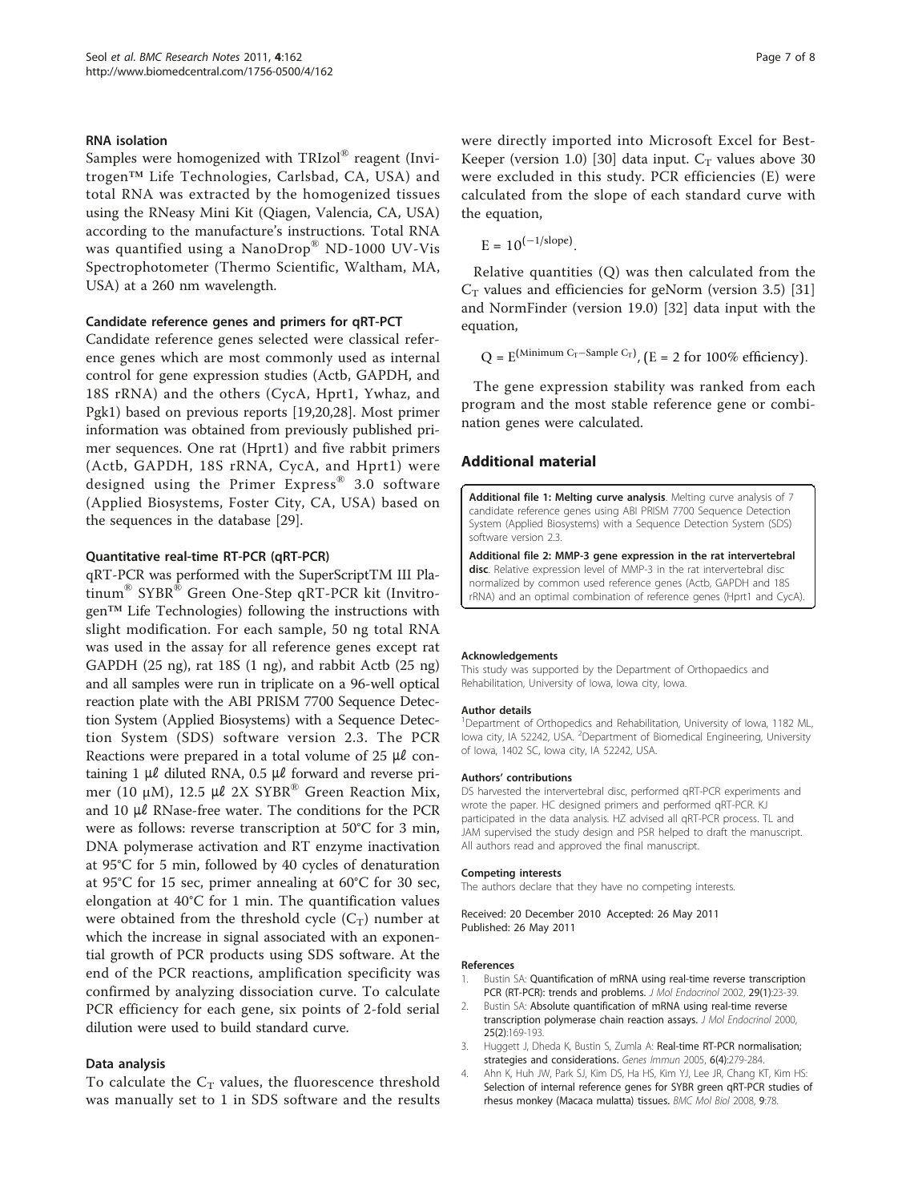### RNA isolation

Samples were homogenized with TRIzol® reagent (Invitrogen™ Life Technologies, Carlsbad, CA, USA) and total RNA was extracted by the homogenized tissues using the RNeasy Mini Kit (Qiagen, Valencia, CA, USA) according to the manufacture's instructions. Total RNA was quantified using a NanoDrop® ND-1000 UV-Vis Spectrophotometer (Thermo Scientific, Waltham, MA, USA) at a 260 nm wavelength.

### Candidate reference genes and primers for qRT-PCT

Candidate reference genes selected were classical reference genes which are most commonly used as internal control for gene expression studies (Actb, GAPDH, and 18S rRNA) and the others (CycA, Hprt1, Ywhaz, and Pgk1) based on previous reports [19,20,28]. Most primer information was obtained from previously published primer sequences. One rat (Hprt1) and five rabbit primers (Actb, GAPDH, 18S rRNA, CycA, and Hprt1) were designed using the Primer Express® 3.0 software (Applied Biosystems, Foster City, CA, USA) based on the sequences in the database [29].

### Quantitative real-time RT-PCR (qRT-PCR)

qRT-PCR was performed with the SuperScriptTM III Platinum® SYBR® Green One-Step qRT-PCR kit (Invitrogen™ Life Technologies) following the instructions with slight modification. For each sample, 50 ng total RNA was used in the assay for all reference genes except rat GAPDH (25 ng), rat 18S (1 ng), and rabbit Actb (25 ng) and all samples were run in triplicate on a 96-well optical reaction plate with the ABI PRISM 7700 Sequence Detection System (Applied Biosystems) with a Sequence Detection System (SDS) software version 2.3. The PCR Reactions were prepared in a total volume of 25 μℓ containing 1 μℓ diluted RNA, 0.5 μℓ forward and reverse primer (10 μM), 12.5 μℓ 2X SYBR® Green Reaction Mix, and 10 μℓ RNase-free water. The conditions for the PCR were as follows: reverse transcription at 50°C for 3 min, DNA polymerase activation and RT enzyme inactivation at 95°C for 5 min, followed by 40 cycles of denaturation at 95°C for 15 sec, primer annealing at 60°C for 30 sec, elongation at 40°C for 1 min. The quantification values were obtained from the threshold cycle ($C_T$) number at which the increase in signal associated with an exponential growth of PCR products using SDS software. At the end of the PCR reactions, amplification specificity was confirmed by analyzing dissociation curve. To calculate PCR efficiency for each gene, six points of 2-fold serial dilution were used to build standard curve.

### Data analysis

To calculate the $C_T$ values, the fluorescence threshold was manually set to 1 in SDS software and the results were directly imported into Microsoft Excel for Best-Keeper (version 1.0) [30] data input. $C_T$ values above 30 were excluded in this study. PCR efficiencies (E) were calculated from the slope of each standard curve with the equation,

$$E = 10^{(-1/\text{slope})}.$$

Relative quantities (Q) was then calculated from the $C_T$ values and efficiencies for geNorm (version 3.5) [31] and NormFinder (version 19.0) [32] data input with the equation,

$$Q = E^{(\text{Minimum } C_T - \text{Sample } C_T)}, \text{ (E = 2 for 100\% efficiency)}.$$

The gene expression stability was ranked from each program and the most stable reference gene or combination genes were calculated.

## Additional material

**Additional file 1: Melting curve analysis**. Melting curve analysis of 7 candidate reference genes using ABI PRISM 7700 Sequence Detection System (Applied Biosystems) with a Sequence Detection System (SDS) software version 2.3.

**Additional file 2: MMP-3 gene expression in the rat intervertebral disc**. Relative expression level of MMP-3 in the rat intervertebral disc normalized by common used reference genes (Actb, GAPDH and 18S rRNA) and an optimal combination of reference genes (Hprt1 and CycA).

#### Acknowledgements

This study was supported by the Department of Orthopaedics and Rehabilitation, University of Iowa, Iowa city, Iowa.

#### Author details

[1]Department of Orthopedics and Rehabilitation, University of Iowa, 1182 ML, Iowa city, IA 52242, USA. [2]Department of Biomedical Engineering, University of Iowa, 1402 SC, Iowa city, IA 52242, USA.

#### Authors' contributions

DS harvested the intervertebral disc, performed qRT-PCR experiments and wrote the paper. HC designed primers and performed qRT-PCR. KJ participated in the data analysis. HZ advised all qRT-PCR process. TL and JAM supervised the study design and PSR helped to draft the manuscript. All authors read and approved the final manuscript.

#### Competing interests

The authors declare that they have no competing interests.

Received: 20 December 2010 Accepted: 26 May 2011
Published: 26 May 2011

#### References

1. Bustin SA: **Quantification of mRNA using real-time reverse transcription PCR (RT-PCR): trends and problems.** *J Mol Endocrinol* 2002, **29(1)**:23-39.
2. Bustin SA: **Absolute quantification of mRNA using real-time reverse transcription polymerase chain reaction assays.** *J Mol Endocrinol* 2000, **25(2)**:169-193.
3. Huggett J, Dheda K, Bustin S, Zumla A: **Real-time RT-PCR normalisation; strategies and considerations.** *Genes Immun* 2005, **6(4)**:279-284.
4. Ahn K, Huh JW, Park SJ, Kim DS, Ha HS, Kim YJ, Lee JR, Chang KT, Kim HS: **Selection of internal reference genes for SYBR green qRT-PCR studies of rhesus monkey (Macaca mulatta) tissues.** *BMC Mol Biol* 2008, **9**:78.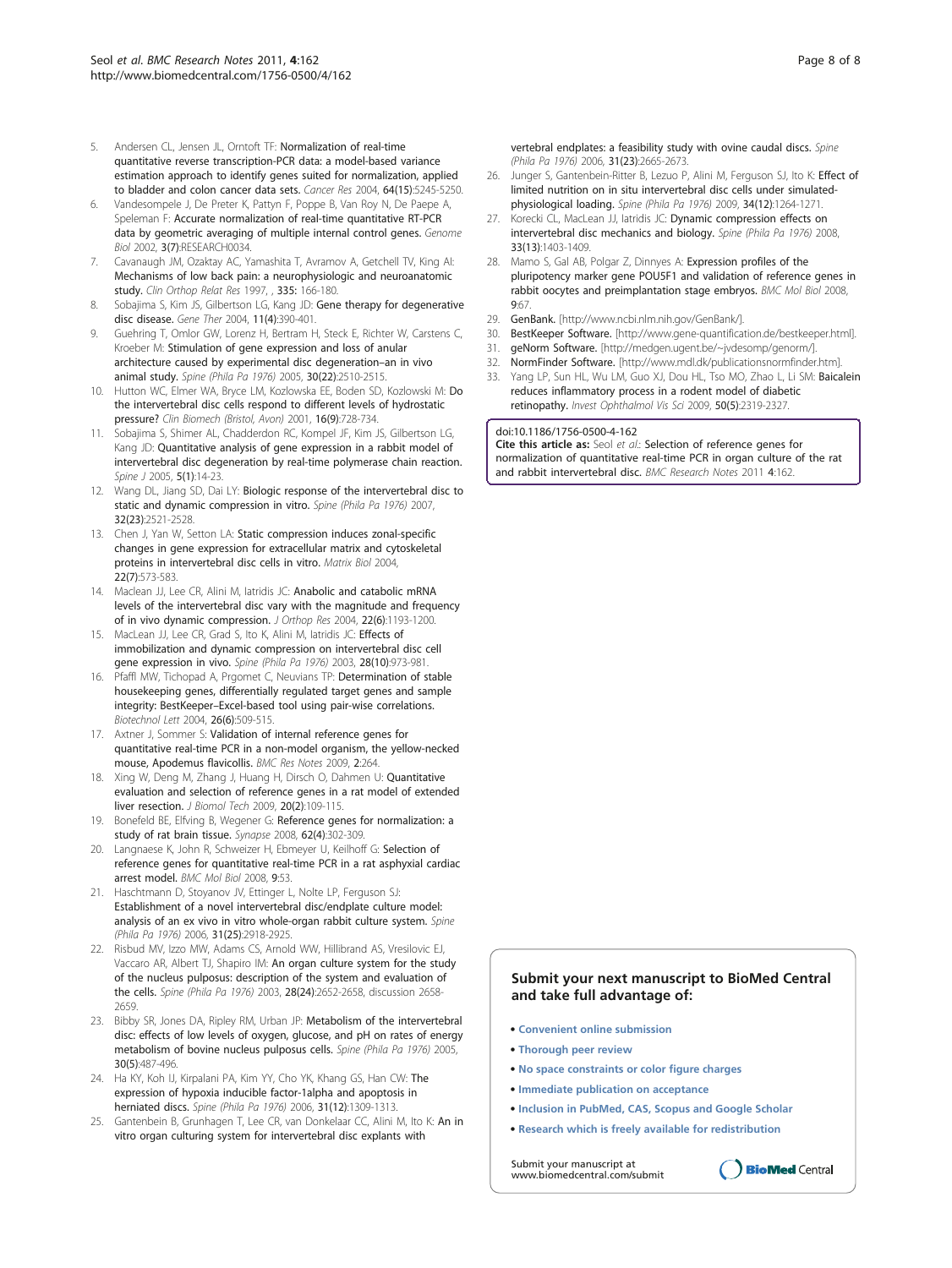5. Andersen CL, Jensen JL, Orntoft TF: **Normalization of real-time quantitative reverse transcription-PCR data: a model-based variance estimation approach to identify genes suited for normalization, applied to bladder and colon cancer data sets.** *Cancer Res* 2004, 64(15):5245-5250.
6. Vandesompele J, De Preter K, Pattyn F, Poppe B, Van Roy N, De Paepe A, Speleman F: **Accurate normalization of real-time quantitative RT-PCR data by geometric averaging of multiple internal control genes.** *Genome Biol* 2002, 3(7):RESEARCH0034.
7. Cavanaugh JM, Ozaktay AC, Yamashita T, Avramov A, Getchell TV, King AI: **Mechanisms of low back pain: a neurophysiologic and neuroanatomic study.** *Clin Orthop Relat Res* 1997, , 335: 166-180.
8. Sobajima S, Kim JS, Gilbertson LG, Kang JD: **Gene therapy for degenerative disc disease.** *Gene Ther* 2004, 11(4):390-401.
9. Guehring T, Omlor GW, Lorenz H, Bertram H, Steck E, Richter W, Carstens C, Kroeber M: **Stimulation of gene expression and loss of anular architecture caused by experimental disc degeneration–an in vivo animal study.** *Spine (Phila Pa 1976)* 2005, 30(22):2510-2515.
10. Hutton WC, Elmer WA, Bryce LM, Kozlowska EE, Boden SD, Kozlowski M: **Do the intervertebral disc cells respond to different levels of hydrostatic pressure?** *Clin Biomech (Bristol, Avon)* 2001, 16(9):728-734.
11. Sobajima S, Shimer AL, Chadderdon RC, Kompel JF, Kim JS, Gilbertson LG, Kang JD: **Quantitative analysis of gene expression in a rabbit model of intervertebral disc degeneration by real-time polymerase chain reaction.** *Spine J* 2005, 5(1):14-23.
12. Wang DL, Jiang SD, Dai LY: **Biologic response of the intervertebral disc to static and dynamic compression in vitro.** *Spine (Phila Pa 1976)* 2007, 32(23):2521-2528.
13. Chen J, Yan W, Setton LA: **Static compression induces zonal-specific changes in gene expression for extracellular matrix and cytoskeletal proteins in intervertebral disc cells in vitro.** *Matrix Biol* 2004, 22(7):573-583.
14. Maclean JJ, Lee CR, Alini M, Iatridis JC: **Anabolic and catabolic mRNA levels of the intervertebral disc vary with the magnitude and frequency of in vivo dynamic compression.** *J Orthop Res* 2004, 22(6):1193-1200.
15. MacLean JJ, Lee CR, Grad S, Ito K, Alini M, Iatridis JC: **Effects of immobilization and dynamic compression on intervertebral disc cell gene expression in vivo.** *Spine (Phila Pa 1976)* 2003, 28(10):973-981.
16. Pfaffl MW, Tichopad A, Prgomet C, Neuvians TP: **Determination of stable housekeeping genes, differentially regulated target genes and sample integrity: BestKeeper–Excel-based tool using pair-wise correlations.** *Biotechnol Lett* 2004, 26(6):509-515.
17. Axtner J, Sommer S: **Validation of internal reference genes for quantitative real-time PCR in a non-model organism, the yellow-necked mouse, Apodemus flavicollis.** *BMC Res Notes* 2009, 2:264.
18. Xing W, Deng M, Zhang J, Huang H, Dirsch O, Dahmen U: **Quantitative evaluation and selection of reference genes in a rat model of extended liver resection.** *J Biomol Tech* 2009, 20(2):109-115.
19. Bonefeld BE, Elfving B, Wegener G: **Reference genes for normalization: a study of rat brain tissue.** *Synapse* 2008, 62(4):302-309.
20. Langnaese K, John R, Schweizer H, Ebmeyer U, Keilhoff G: **Selection of reference genes for quantitative real-time PCR in a rat asphyxial cardiac arrest model.** *BMC Mol Biol* 2008, 9:53.
21. Haschtmann D, Stoyanov JV, Ettinger L, Nolte LP, Ferguson SJ: **Establishment of a novel intervertebral disc/endplate culture model: analysis of an ex vivo in vitro whole-organ rabbit culture system.** *Spine (Phila Pa 1976)* 2006, 31(25):2918-2925.
22. Risbud MV, Izzo MW, Adams CS, Arnold WW, Hillibrand AS, Vresilovic EJ, Vaccaro AR, Albert TJ, Shapiro IM: **An organ culture system for the study of the nucleus pulposus: description of the system and evaluation of the cells.** *Spine (Phila Pa 1976)* 2003, 28(24):2652-2658, discussion 2658-2659.
23. Bibby SR, Jones DA, Ripley RM, Urban JP: **Metabolism of the intervertebral disc: effects of low levels of oxygen, glucose, and pH on rates of energy metabolism of bovine nucleus pulposus cells.** *Spine (Phila Pa 1976)* 2005, 30(5):487-496.
24. Ha KY, Koh IJ, Kirpalani PA, Kim YY, Cho YK, Khang GS, Han CW: **The expression of hypoxia inducible factor-1alpha and apoptosis in herniated discs.** *Spine (Phila Pa 1976)* 2006, 31(12):1309-1313.
25. Gantenbein B, Grunhagen T, Lee CR, van Donkelaar CC, Alini M, Ito K: **An in vitro organ culturing system for intervertebral disc explants with vertebral endplates: a feasibility study with ovine caudal discs.** *Spine (Phila Pa 1976)* 2006, 31(23):2665-2673.
26. Junger S, Gantenbein-Ritter B, Lezuo P, Alini M, Ferguson SJ, Ito K: **Effect of limited nutrition on in situ intervertebral disc cells under simulated-physiological loading.** *Spine (Phila Pa 1976)* 2009, 34(12):1264-1271.
27. Korecki CL, MacLean JJ, Iatridis JC: **Dynamic compression effects on intervertebral disc mechanics and biology.** *Spine (Phila Pa 1976)* 2008, 33(13):1403-1409.
28. Mamo S, Gal AB, Polgar Z, Dinnyes A: **Expression profiles of the pluripotency marker gene POU5F1 and validation of reference genes in rabbit oocytes and preimplantation stage embryos.** *BMC Mol Biol* 2008, 9:67.
29. **GenBank.** [http://www.ncbi.nlm.nih.gov/GenBank/].
30. **BestKeeper Software.** [http://www.gene-quantification.de/bestkeeper.html].
31. **geNorm Software.** [http://medgen.ugent.be/~jvdesomp/genorm/].
32. **NormFinder Software.** [http://www.mdl.dk/publicationsnormfinder.htm].
33. Yang LP, Sun HL, Wu LM, Guo XJ, Dou HL, Tso MO, Zhao L, Li SM: **Baicalein reduces inflammatory process in a rodent model of diabetic retinopathy.** *Invest Ophthalmol Vis Sci* 2009, 50(5):2319-2327.

doi:10.1186/1756-0500-4-162
**Cite this article as:** Seol *et al.*: Selection of reference genes for normalization of quantitative real-time PCR in organ culture of the rat and rabbit intervertebral disc. *BMC Research Notes* 2011 4:162.

**Submit your next manuscript to BioMed Central and take full advantage of:**

- **Convenient online submission**
- **Thorough peer review**
- **No space constraints or color figure charges**
- **Immediate publication on acceptance**
- **Inclusion in PubMed, CAS, Scopus and Google Scholar**
- **Research which is freely available for redistribution**

Submit your manuscript at
www.biomedcentral.com/submit

BioMed Central